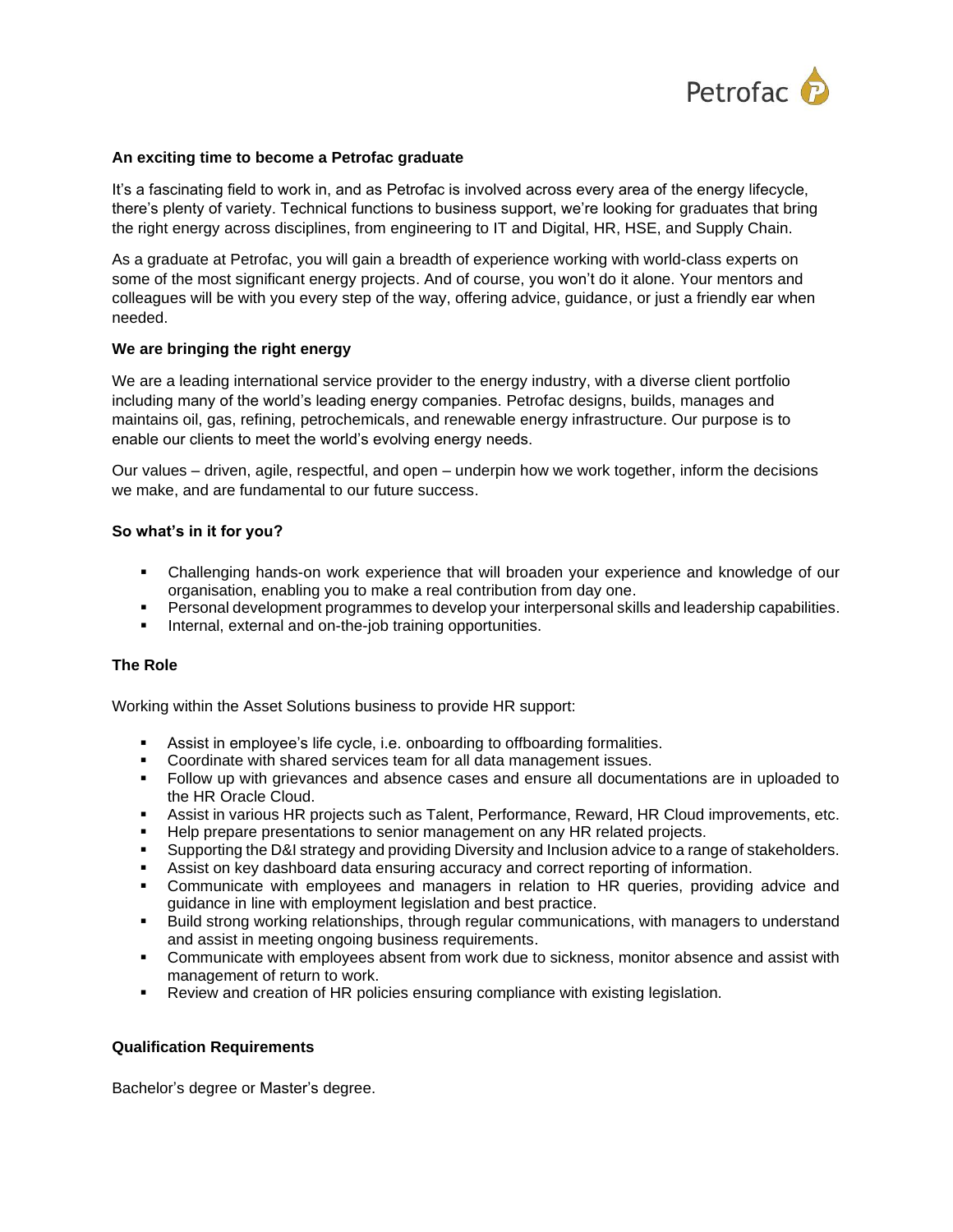**An exciting time to become a Petrofac graduate**

It's a fascinating field to work in, and as Petrofac is involved across every area of the energy lifecycle, there's plenty of variety. Technical functions to business support, we're looking for graduates that bring the right energy across disciplines, from engineering to IT and Digital, HR, HSE, and Supply Chain.

As a graduate at Petrofac, you will gain a breadth of experience working with world-class experts on some of the most significant energy projects. And of course, you won't do it alone. Your mentors and colleagues will be with you every step of the way, offering advice, guidance, or just a friendly ear when needed.

**We are bringing the right energy**

We are a leading international service provider to the energy industry, with a diverse client portfolio including many of the world's leading energy companies. Petrofac designs, builds, manages and maintains oil, gas, refining, petrochemicals, and renewable energy infrastructure. Our purpose is to enable our clients to meet the world's evolving energy needs.

Our values – driven, agile, respectful, and open – underpin how we work together, inform the decisions we make, and are fundamental to our future success.

**So what's in it for you?**

- Challenging hands-on work experience that will broaden your experience and knowledge of our organisation, enabling you to make a real contribution from day one.
- Personal development programmes to develop your interpersonal skills and leadership capabilities.
- Internal, external and on-the-job training opportunities.

**The Role**

Working within the Asset Solutions business to provide HR support:

- Assist in employee's life cycle, i.e. onboarding to offboarding formalities.
- Coordinate with shared services team for all data management issues.
- Follow up with grievances and absence cases and ensure all documentations are in uploaded to the HR Oracle Cloud.
- Assist in various HR projects such as Talent, Performance, Reward, HR Cloud improvements, etc.
- Help prepare presentations to senior management on any HR related projects.
- Supporting the D&I strategy and providing Diversity and Inclusion advice to a range of stakeholders.
- Assist on key dashboard data ensuring accuracy and correct reporting of information.
- Communicate with employees and managers in relation to HR queries, providing advice and guidance in line with employment legislation and best practice.
- Build strong working relationships, through regular communications, with managers to understand and assist in meeting ongoing business requirements.
- Communicate with employees absent from work due to sickness, monitor absence and assist with management of return to work.
- Review and creation of HR policies ensuring compliance with existing legislation.

**Qualification Requirements**

Bachelor's degree or Master's degree.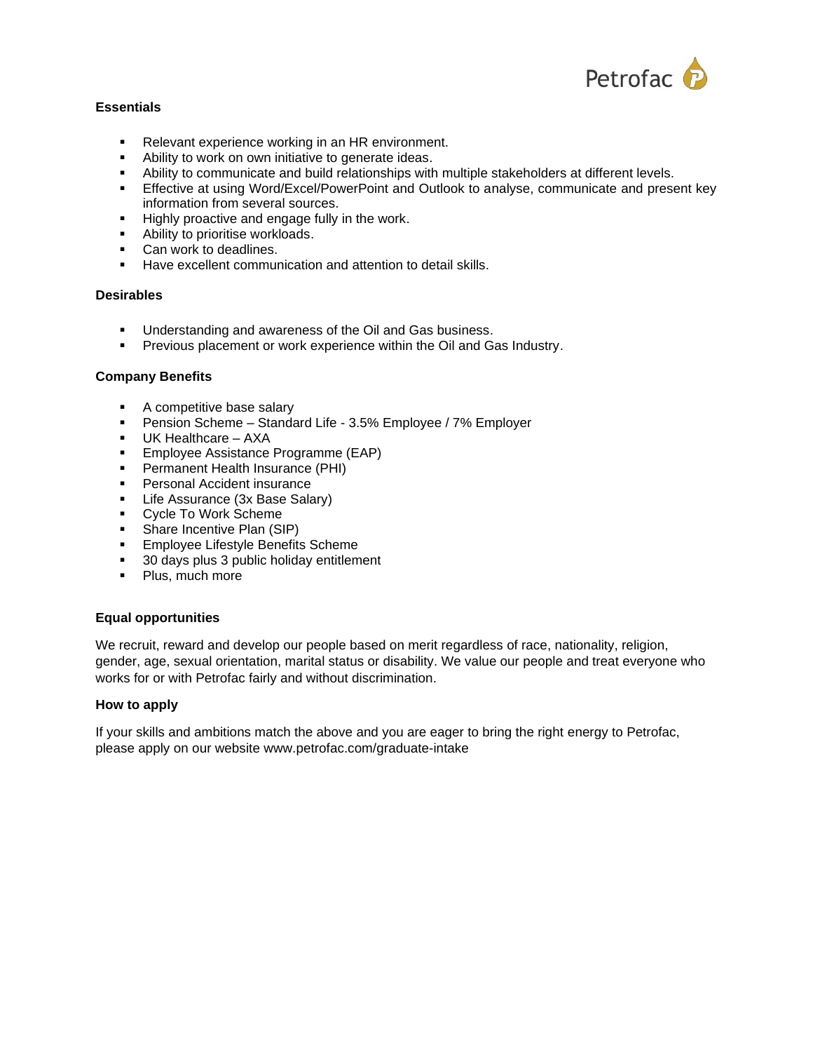**Essentials**

- Relevant experience working in an HR environment.
- Ability to work on own initiative to generate ideas.
- Ability to communicate and build relationships with multiple stakeholders at different levels.
- Effective at using Word/Excel/PowerPoint and Outlook to analyse, communicate and present key information from several sources.
- Highly proactive and engage fully in the work.
- Ability to prioritise workloads.
- Can work to deadlines.
- Have excellent communication and attention to detail skills.

**Desirables**

- Understanding and awareness of the Oil and Gas business.
- Previous placement or work experience within the Oil and Gas Industry.

**Company Benefits**

- A competitive base salary
- Pension Scheme – Standard Life - 3.5% Employee / 7% Employer
- UK Healthcare – AXA
- Employee Assistance Programme (EAP)
- Permanent Health Insurance (PHI)
- Personal Accident insurance
- Life Assurance (3x Base Salary)
- Cycle To Work Scheme
- Share Incentive Plan (SIP)
- Employee Lifestyle Benefits Scheme
- 30 days plus 3 public holiday entitlement
- Plus, much more

**Equal opportunities**

We recruit, reward and develop our people based on merit regardless of race, nationality, religion, gender, age, sexual orientation, marital status or disability. We value our people and treat everyone who works for or with Petrofac fairly and without discrimination.

**How to apply**

If your skills and ambitions match the above and you are eager to bring the right energy to Petrofac, please apply on our website www.petrofac.com/graduate-intake